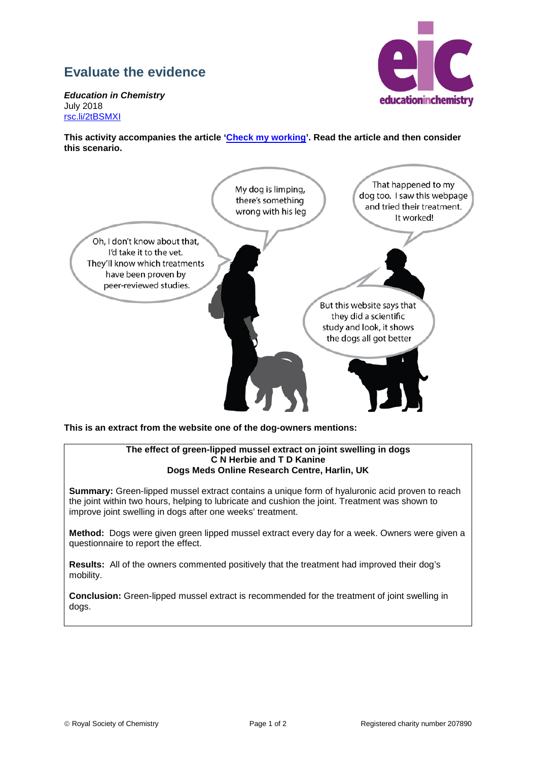# Evaluate the evidence

***Education in Chemistry***
July 2018
rsc.li/2tBSMXI

**This activity accompanies the article 'Check my working'. Read the article and then consider this scenario.**

My dog is limping, there's something wrong with his leg

That happened to my dog too. I saw this webpage and tried their treatment. It worked!

Oh, I don't know about that, I'd take it to the vet. They'll know which treatments have been proven by peer-reviewed studies.

But this website says that they did a scientific study and look, it shows the dogs all got better

**This is an extract from the website one of the dog-owners mentions:**

**The effect of green-lipped mussel extract on joint swelling in dogs**
**C N Herbie and T D Kanine**
**Dogs Meds Online Research Centre, Harlin, UK**

**Summary:** Green-lipped mussel extract contains a unique form of hyaluronic acid proven to reach the joint within two hours, helping to lubricate and cushion the joint. Treatment was shown to improve joint swelling in dogs after one weeks' treatment.

**Method:** Dogs were given green lipped mussel extract every day for a week. Owners were given a questionnaire to report the effect.

**Results:** All of the owners commented positively that the treatment had improved their dog's mobility.

**Conclusion:** Green-lipped mussel extract is recommended for the treatment of joint swelling in dogs.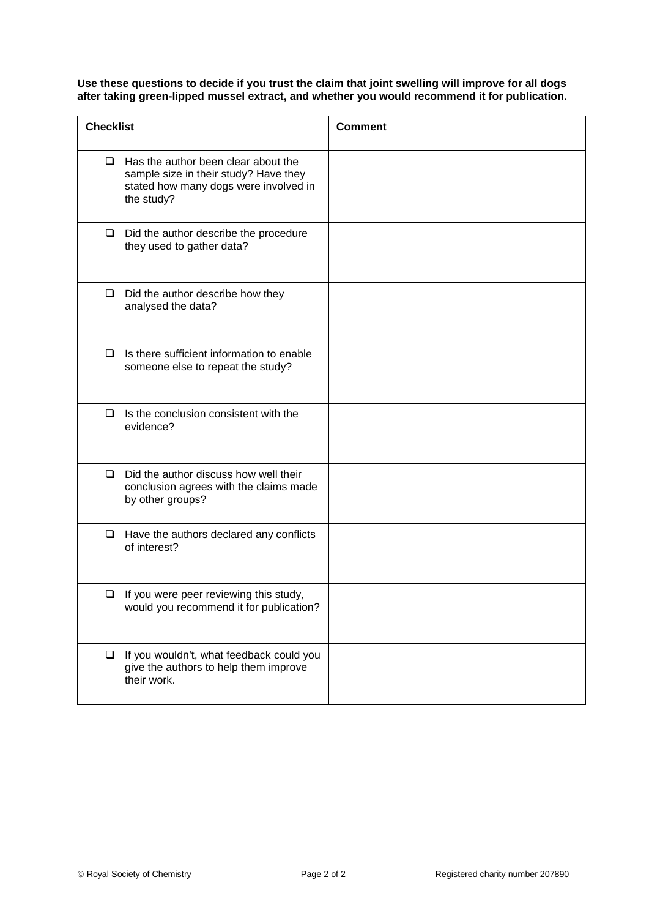**Use these questions to decide if you trust the claim that joint swelling will improve for all dogs after taking green-lipped mussel extract, and whether you would recommend it for publication.**

| Checklist | Comment |
|---|---|
| ❑ Has the author been clear about the sample size in their study? Have they stated how many dogs were involved in the study? | |
| ❑ Did the author describe the procedure they used to gather data? | |
| ❑ Did the author describe how they analysed the data? | |
| ❑ Is there sufficient information to enable someone else to repeat the study? | |
| ❑ Is the conclusion consistent with the evidence? | |
| ❑ Did the author discuss how well their conclusion agrees with the claims made by other groups? | |
| ❑ Have the authors declared any conflicts of interest? | |
| ❑ If you were peer reviewing this study, would you recommend it for publication? | |
| ❑ If you wouldn't, what feedback could you give the authors to help them improve their work. | |

© Royal Society of Chemistry Registered charity number 207890